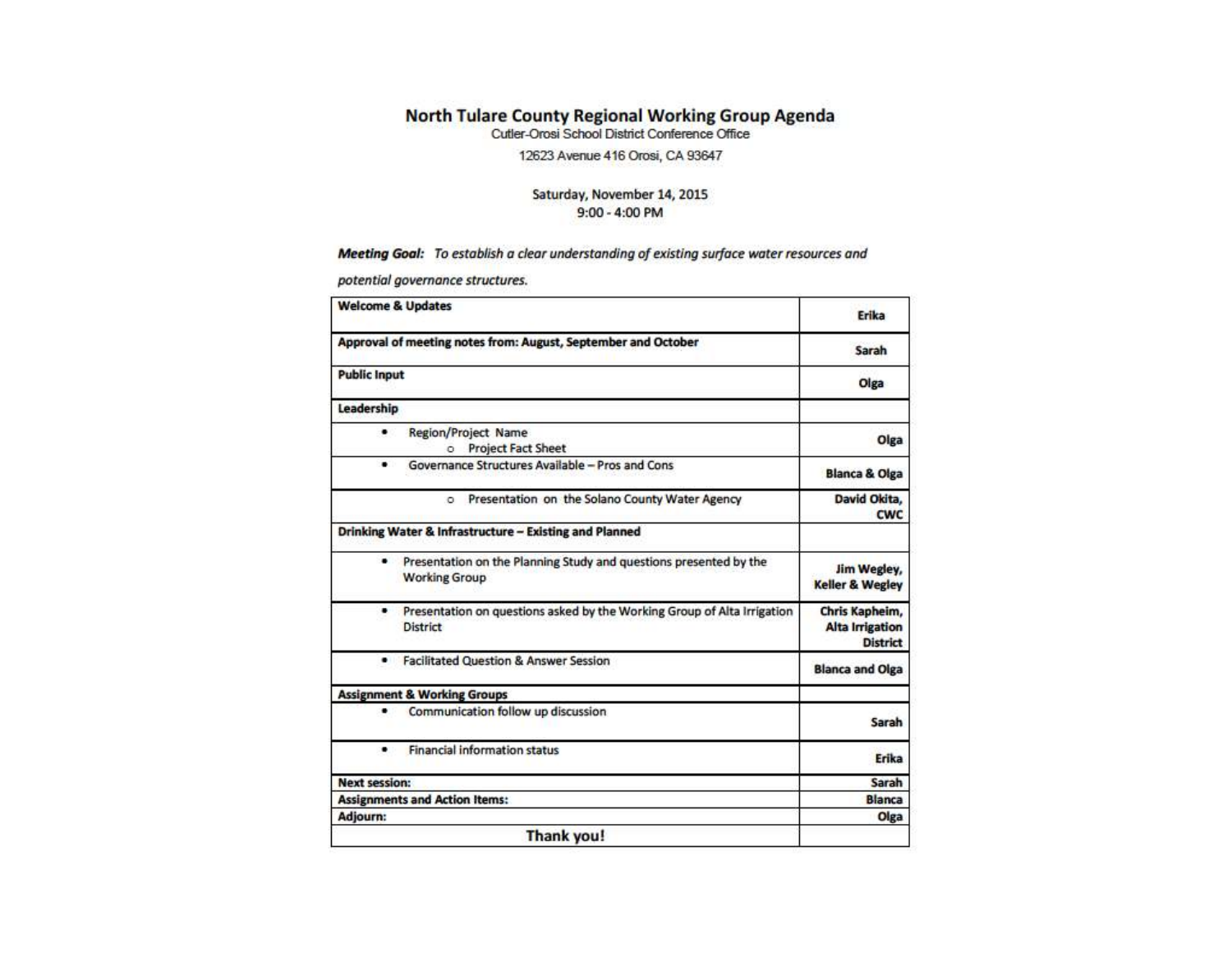# North Tulare County Regional Working Group Agenda

Cutler-Orosi School District Conference Office

12623 Avenue 416 Orosi, CA 93647

Saturday, November 14, 2015

9:00 - 4:00 PM

***Meeting Goal:*** *To establish a clear understanding of existing surface water resources and potential governance structures.*

| Agenda Item | Presenter |
|---|---|
| **Welcome & Updates** | **Erika** |
| **Approval of meeting notes from: August, September and October** | **Sarah** |
| **Public Input** | **Olga** |
| **Leadership** | |
| • Region/Project Name<br>○ Project Fact Sheet | **Olga** |
| • Governance Structures Available – Pros and Cons | **Blanca & Olga** |
| ○ Presentation on the Solano County Water Agency | **David Okita, CWC** |
| **Drinking Water & Infrastructure – Existing and Planned** | |
| • Presentation on the Planning Study and questions presented by the Working Group | **Jim Wegley, Keller & Wegley** |
| • Presentation on questions asked by the Working Group of Alta Irrigation District | **Chris Kapheim, Alta Irrigation District** |
| • Facilitated Question & Answer Session | **Blanca and Olga** |
| **Assignment & Working Groups** | |
| • Communication follow up discussion | **Sarah** |
| • Financial information status | **Erika** |
| **Next session:** | **Sarah** |
| **Assignments and Action Items:** | **Blanca** |
| **Adjourn:** | **Olga** |
| **Thank you!** | |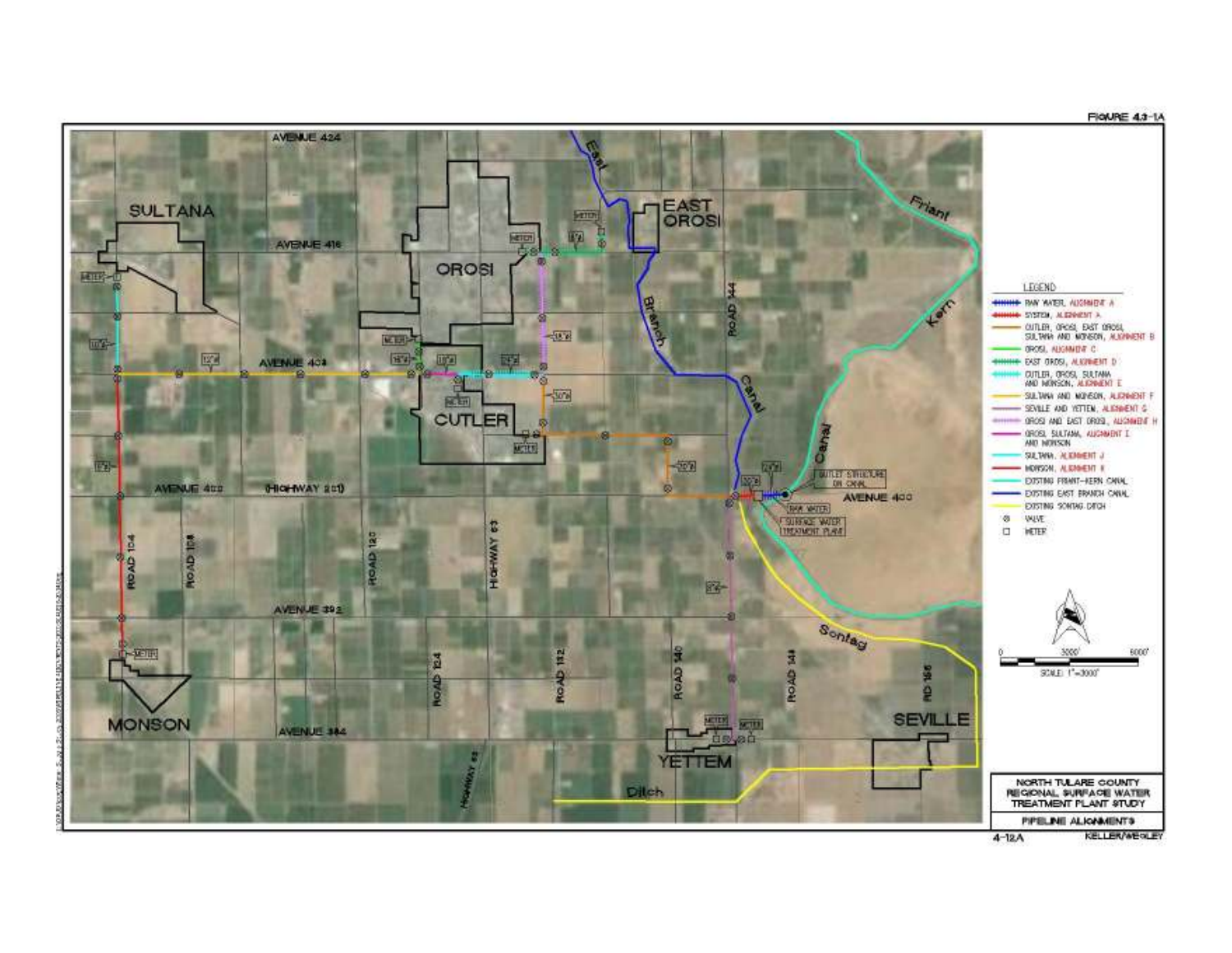FIGURE 4.3-1A

LEGEND

- RAW WATER, ALIGNMENT A
- SYSTEM, ALIGNMENT A
- CUTLER, OROSI, EAST OROSI, SULTANA AND MONSON, ALIGNMENT B
- OROSI, ALIGNMENT C
- EAST OROSI, ALIGNMENT D
- CUTLER, OROSI, SULTANA AND MONSON, ALIGNMENT E
- SULTANA AND MONSON, ALIGNMENT F
- SEVILLE AND YETTEM, ALIGNMENT G
- OROSI AND EAST OROSI, ALIGNMENT H
- OROSI, SULTANA, ALIGNMENT I AND MONSON
- SULTANA, ALIGNMENT J
- MONSON, ALIGNMENT K
- EXISTING FRIANT-KERN CANAL
- EXISTING EAST BRANCH CANAL
- EXISTING SONTAG DITCH
- VALVE
- METER

SCALE: 1"=3000'

NORTH TULARE COUNTY REGIONAL SURFACE WATER TREATMENT PLANT STUDY

PIPELINE ALIGNMENTS

KELLER/WEGLEY

4-12A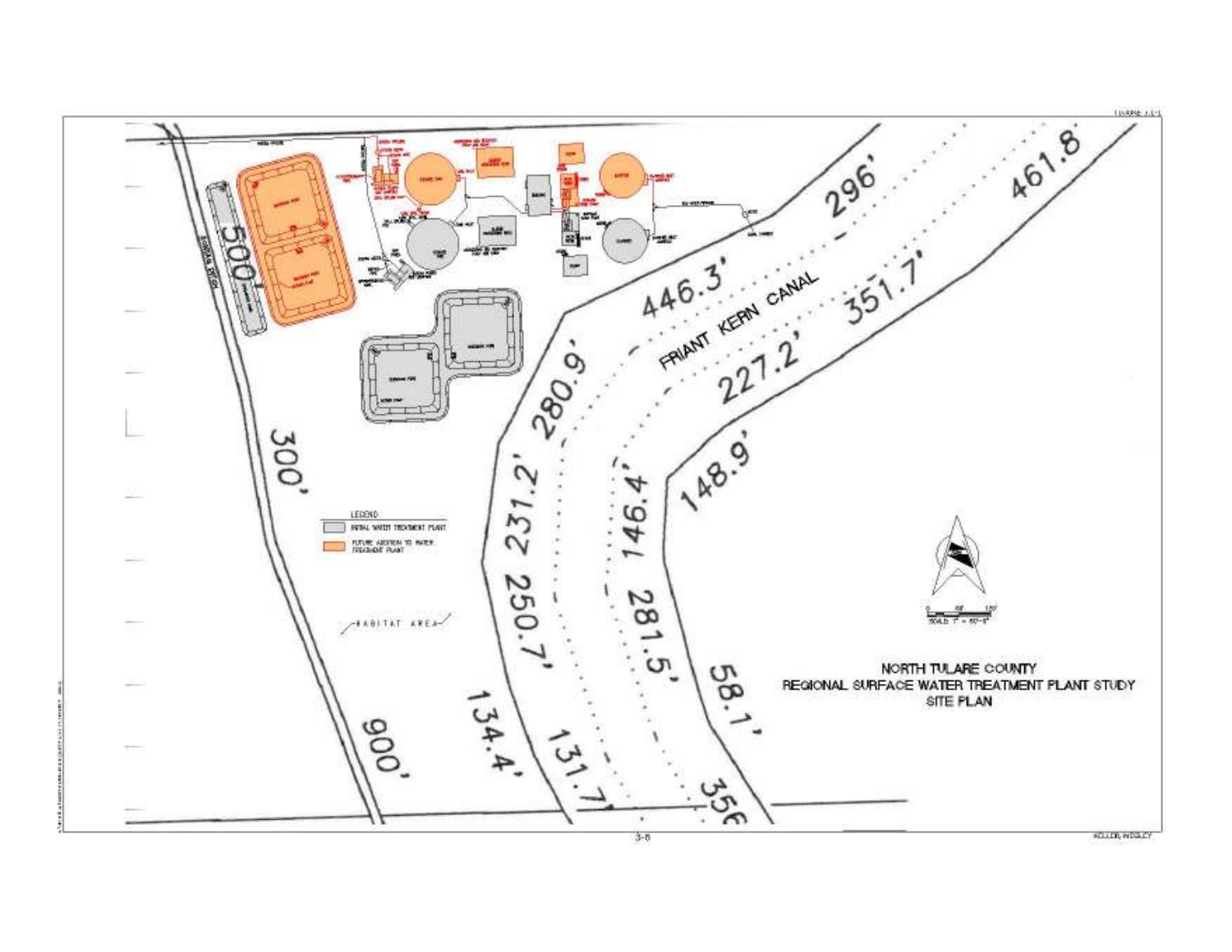LEGEND

INITIAL WATER TREATMENT PLANT

FUTURE ADDITION TO WATER TREATMENT PLANT

HABITAT AREA

FRIANT KERN CANAL

500'

300'

900'

446.3'

280.9'

231.2'

250.7'

134.4'

131.7'

296'

227.2'

146.4'

281.5'

461.8'

351.7'

148.9'

58.1'

NORTH TULARE COUNTY
REGIONAL SURFACE WATER TREATMENT PLANT STUDY
SITE PLAN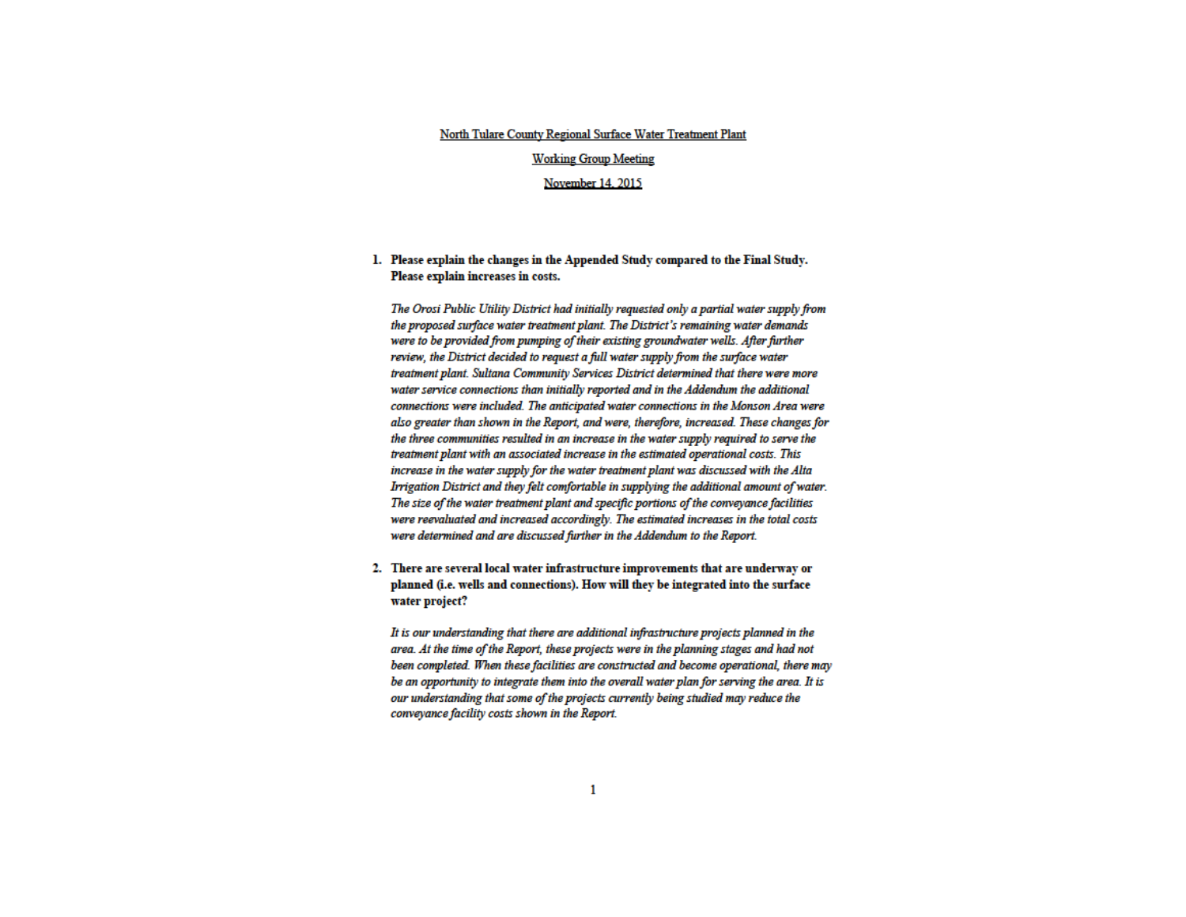<u>North Tulare County Regional Surface Water Treatment Plant</u>

<u>Working Group Meeting</u>

<u>November 14, 2015</u>

1. **Please explain the changes in the Appended Study compared to the Final Study. Please explain increases in costs.**

   *The Orosi Public Utility District had initially requested only a partial water supply from the proposed surface water treatment plant. The District's remaining water demands were to be provided from pumping of their existing groundwater wells. After further review, the District decided to request a full water supply from the surface water treatment plant. Sultana Community Services District determined that there were more water service connections than initially reported and in the Addendum the additional connections were included. The anticipated water connections in the Monson Area were also greater than shown in the Report, and were, therefore, increased. These changes for the three communities resulted in an increase in the water supply required to serve the treatment plant with an associated increase in the estimated operational costs. This increase in the water supply for the water treatment plant was discussed with the Alta Irrigation District and they felt comfortable in supplying the additional amount of water. The size of the water treatment plant and specific portions of the conveyance facilities were reevaluated and increased accordingly. The estimated increases in the total costs were determined and are discussed further in the Addendum to the Report.*

2. **There are several local water infrastructure improvements that are underway or planned (i.e. wells and connections). How will they be integrated into the surface water project?**

   *It is our understanding that there are additional infrastructure projects planned in the area. At the time of the Report, these projects were in the planning stages and had not been completed. When these facilities are constructed and become operational, there may be an opportunity to integrate them into the overall water plan for serving the area. It is our understanding that some of the projects currently being studied may reduce the conveyance facility costs shown in the Report.*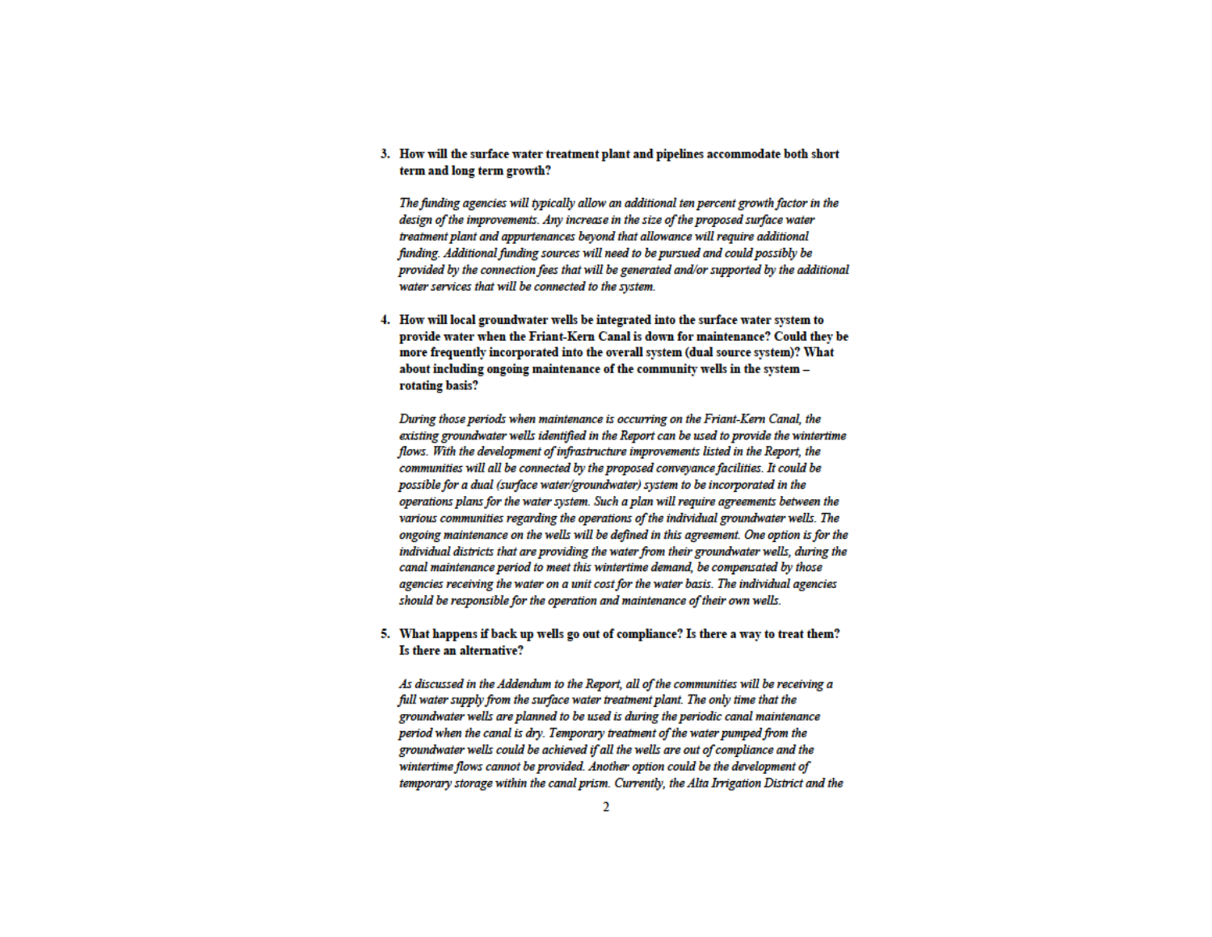3. **How will the surface water treatment plant and pipelines accommodate both short term and long term growth?**

   *The funding agencies will typically allow an additional ten percent growth factor in the design of the improvements. Any increase in the size of the proposed surface water treatment plant and appurtenances beyond that allowance will require additional funding. Additional funding sources will need to be pursued and could possibly be provided by the connection fees that will be generated and/or supported by the additional water services that will be connected to the system.*

4. **How will local groundwater wells be integrated into the surface water system to provide water when the Friant-Kern Canal is down for maintenance? Could they be more frequently incorporated into the overall system (dual source system)? What about including ongoing maintenance of the community wells in the system – rotating basis?**

   *During those periods when maintenance is occurring on the Friant-Kern Canal, the existing groundwater wells identified in the Report can be used to provide the wintertime flows. With the development of infrastructure improvements listed in the Report, the communities will all be connected by the proposed conveyance facilities. It could be possible for a dual (surface water/groundwater) system to be incorporated in the operations plans for the water system. Such a plan will require agreements between the various communities regarding the operations of the individual groundwater wells. The ongoing maintenance on the wells will be defined in this agreement. One option is for the individual districts that are providing the water from their groundwater wells, during the canal maintenance period to meet this wintertime demand, be compensated by those agencies receiving the water on a unit cost for the water basis. The individual agencies should be responsible for the operation and maintenance of their own wells.*

5. **What happens if back up wells go out of compliance? Is there a way to treat them? Is there an alternative?**

   *As discussed in the Addendum to the Report, all of the communities will be receiving a full water supply from the surface water treatment plant. The only time that the groundwater wells are planned to be used is during the periodic canal maintenance period when the canal is dry. Temporary treatment of the water pumped from the groundwater wells could be achieved if all the wells are out of compliance and the wintertime flows cannot be provided. Another option could be the development of temporary storage within the canal prism. Currently, the Alta Irrigation District and the*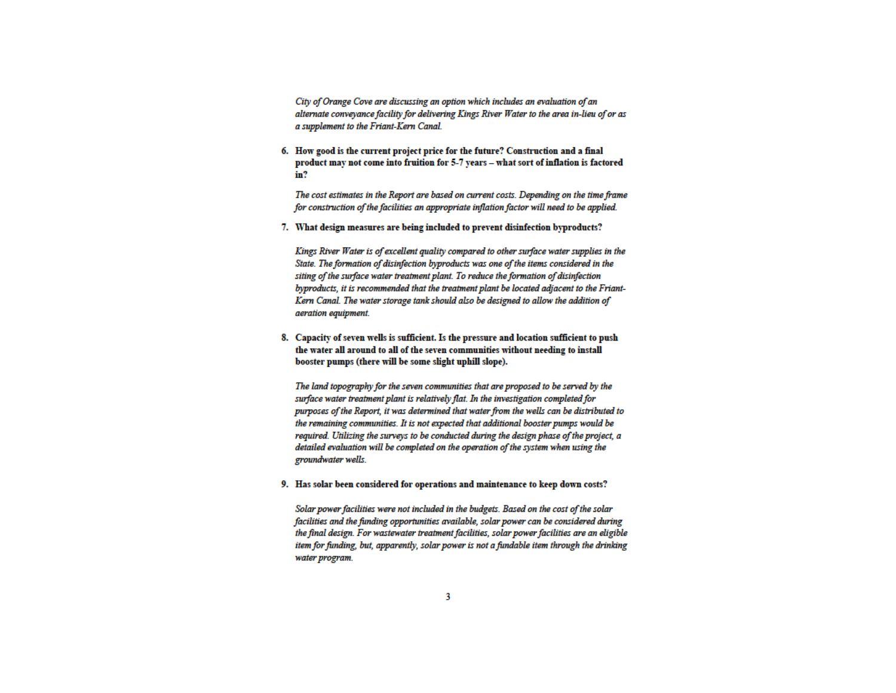*City of Orange Cove are discussing an option which includes an evaluation of an alternate conveyance facility for delivering Kings River Water to the area in-lieu of or as a supplement to the Friant-Kern Canal.*

6. **How good is the current project price for the future? Construction and a final product may not come into fruition for 5-7 years – what sort of inflation is factored in?**

   *The cost estimates in the Report are based on current costs. Depending on the time frame for construction of the facilities an appropriate inflation factor will need to be applied.*

7. **What design measures are being included to prevent disinfection byproducts?**

   *Kings River Water is of excellent quality compared to other surface water supplies in the State. The formation of disinfection byproducts was one of the items considered in the siting of the surface water treatment plant. To reduce the formation of disinfection byproducts, it is recommended that the treatment plant be located adjacent to the Friant-Kern Canal. The water storage tank should also be designed to allow the addition of aeration equipment.*

8. **Capacity of seven wells is sufficient. Is the pressure and location sufficient to push the water all around to all of the seven communities without needing to install booster pumps (there will be some slight uphill slope).**

   *The land topography for the seven communities that are proposed to be served by the surface water treatment plant is relatively flat. In the investigation completed for purposes of the Report, it was determined that water from the wells can be distributed to the remaining communities. It is not expected that additional booster pumps would be required. Utilizing the surveys to be conducted during the design phase of the project, a detailed evaluation will be completed on the operation of the system when using the groundwater wells.*

9. **Has solar been considered for operations and maintenance to keep down costs?**

   *Solar power facilities were not included in the budgets. Based on the cost of the solar facilities and the funding opportunities available, solar power can be considered during the final design. For wastewater treatment facilities, solar power facilities are an eligible item for funding, but, apparently, solar power is not a fundable item through the drinking water program.*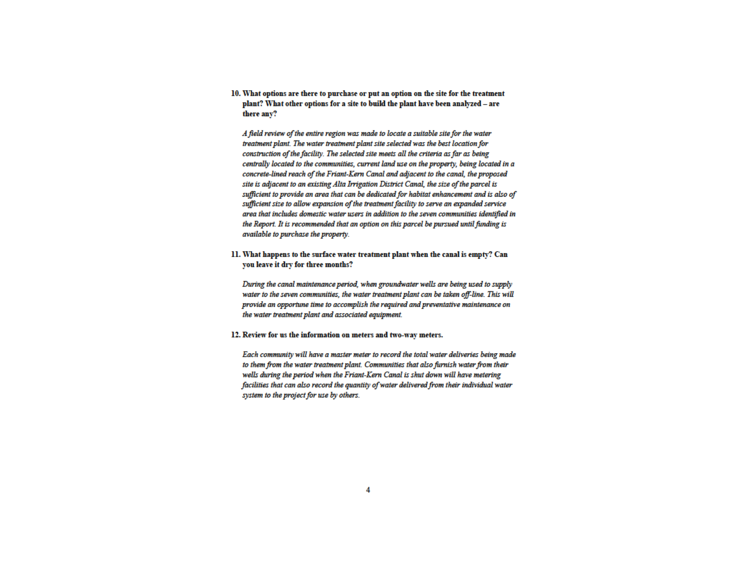10. **What options are there to purchase or put an option on the site for the treatment plant? What other options for a site to build the plant have been analyzed – are there any?**

    *A field review of the entire region was made to locate a suitable site for the water treatment plant. The water treatment plant site selected was the best location for construction of the facility. The selected site meets all the criteria as far as being centrally located to the communities, current land use on the property, being located in a concrete-lined reach of the Friant-Kern Canal and adjacent to the canal, the proposed site is adjacent to an existing Alta Irrigation District Canal, the size of the parcel is sufficient to provide an area that can be dedicated for habitat enhancement and is also of sufficient size to allow expansion of the treatment facility to serve an expanded service area that includes domestic water users in addition to the seven communities identified in the Report. It is recommended that an option on this parcel be pursued until funding is available to purchase the property.*

11. **What happens to the surface water treatment plant when the canal is empty? Can you leave it dry for three months?**

    *During the canal maintenance period, when groundwater wells are being used to supply water to the seven communities, the water treatment plant can be taken off-line. This will provide an opportune time to accomplish the required and preventative maintenance on the water treatment plant and associated equipment.*

12. **Review for us the information on meters and two-way meters.**

    *Each community will have a master meter to record the total water deliveries being made to them from the water treatment plant. Communities that also furnish water from their wells during the period when the Friant-Kern Canal is shut down will have metering facilities that can also record the quantity of water delivered from their individual water system to the project for use by others.*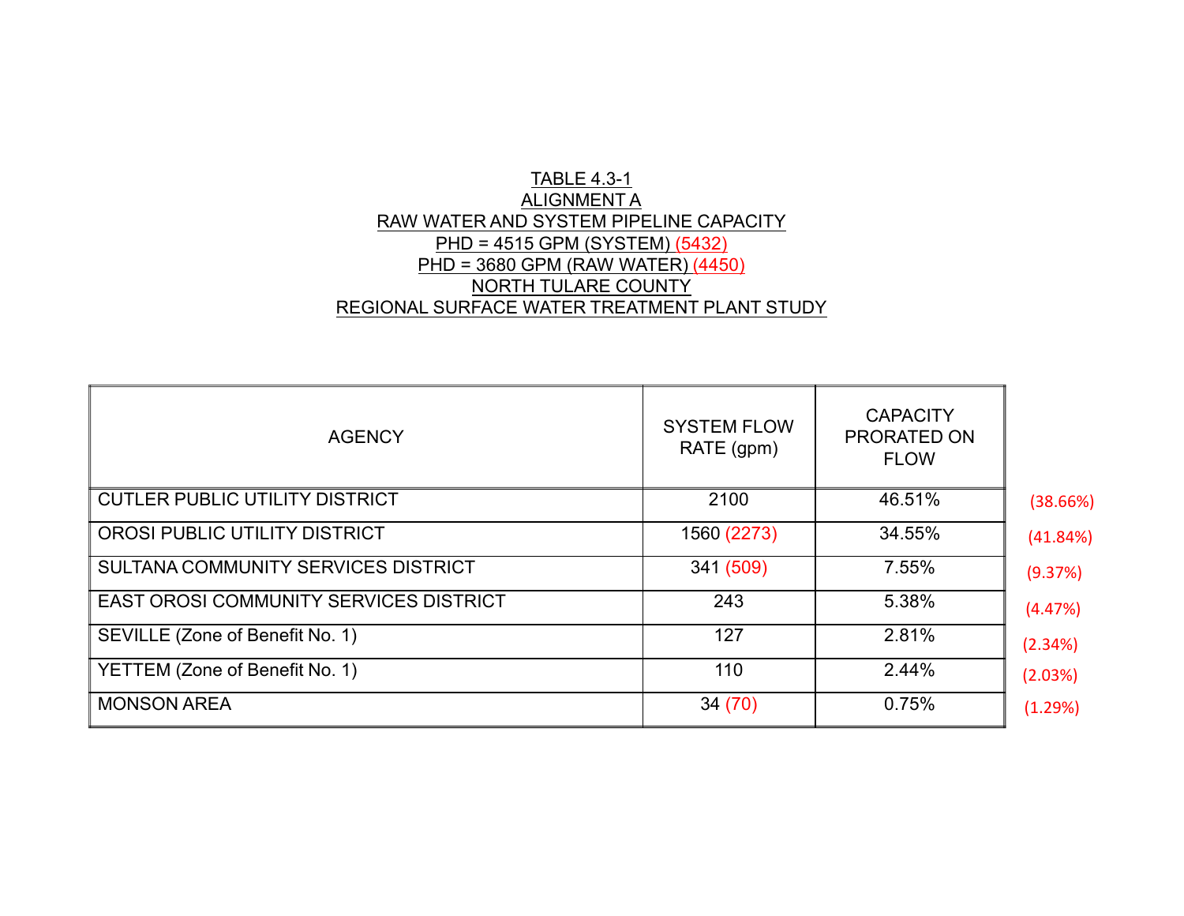TABLE 4.3-1
ALIGNMENT A
RAW WATER AND SYSTEM PIPELINE CAPACITY
PHD = 4515 GPM (SYSTEM) (5432)
PHD = 3680 GPM (RAW WATER) (4450)
NORTH TULARE COUNTY
REGIONAL SURFACE WATER TREATMENT PLANT STUDY

| AGENCY | SYSTEM FLOW RATE (gpm) | CAPACITY PRORATED ON FLOW | |
|---|---|---|---|
| CUTLER PUBLIC UTILITY DISTRICT | 2100 | 46.51% | (38.66%) |
| OROSI PUBLIC UTILITY DISTRICT | 1560 (2273) | 34.55% | (41.84%) |
| SULTANA COMMUNITY SERVICES DISTRICT | 341 (509) | 7.55% | (9.37%) |
| EAST OROSI COMMUNITY SERVICES DISTRICT | 243 | 5.38% | (4.47%) |
| SEVILLE (Zone of Benefit No. 1) | 127 | 2.81% | (2.34%) |
| YETTEM (Zone of Benefit No. 1) | 110 | 2.44% | (2.03%) |
| MONSON AREA | 34 (70) | 0.75% | (1.29%) |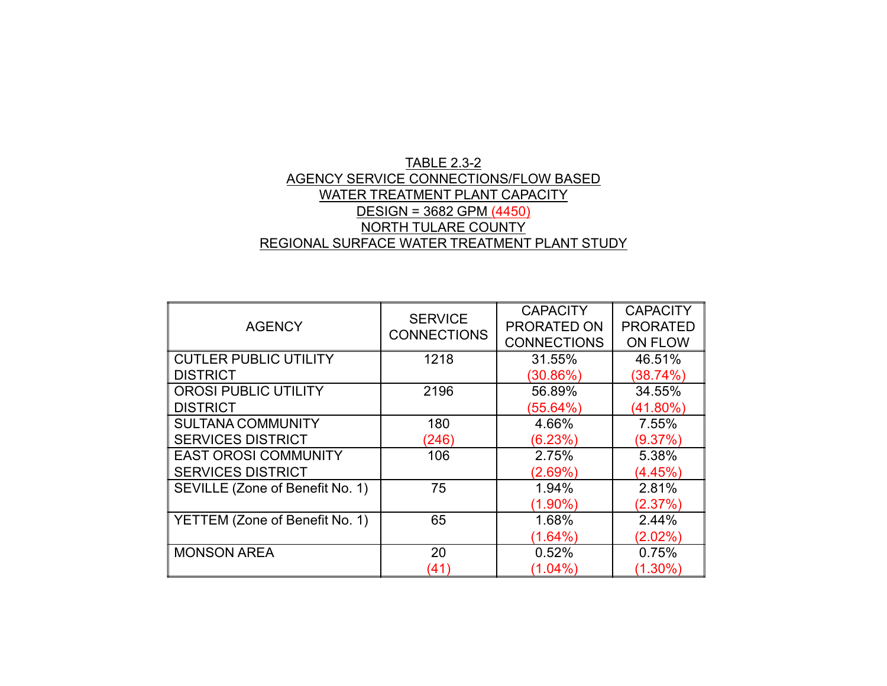TABLE 2.3-2
AGENCY SERVICE CONNECTIONS/FLOW BASED
WATER TREATMENT PLANT CAPACITY
DESIGN = 3682 GPM (4450)
NORTH TULARE COUNTY
REGIONAL SURFACE WATER TREATMENT PLANT STUDY

| AGENCY | SERVICE CONNECTIONS | CAPACITY PRORATED ON CONNECTIONS | CAPACITY PRORATED ON FLOW |
|---|---|---|---|
| CUTLER PUBLIC UTILITY DISTRICT | 1218 | 31.55% (30.86%) | 46.51% (38.74%) |
| OROSI PUBLIC UTILITY DISTRICT | 2196 | 56.89% (55.64%) | 34.55% (41.80%) |
| SULTANA COMMUNITY SERVICES DISTRICT | 180 (246) | 4.66% (6.23%) | 7.55% (9.37%) |
| EAST OROSI COMMUNITY SERVICES DISTRICT | 106 | 2.75% (2.69%) | 5.38% (4.45%) |
| SEVILLE (Zone of Benefit No. 1) | 75 | 1.94% (1.90%) | 2.81% (2.37%) |
| YETTEM (Zone of Benefit No. 1) | 65 | 1.68% (1.64%) | 2.44% (2.02%) |
| MONSON AREA | 20 (41) | 0.52% (1.04%) | 0.75% (1.30%) |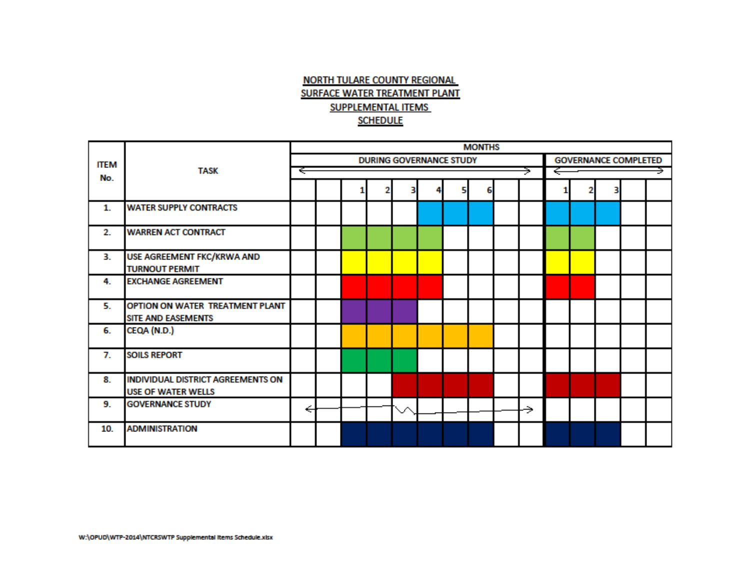# NORTH TULARE COUNTY REGIONAL SURFACE WATER TREATMENT PLANT SUPPLEMENTAL ITEMS SCHEDULE

| ITEM No. | TASK | MONTHS | | | | | | | | | | | | | | |
|---|---|---|---|---|---|---|---|---|---|---|---|---|---|---|---|---|
| | | DURING GOVERNANCE STUDY | | | | | | | | | | GOVERNANCE COMPLETED | | | | |
| | | | | 1 | 2 | 3 | 4 | 5 | 6 | | | 1 | 2 | 3 | | |
| 1. | WATER SUPPLY CONTRACTS | | | | | | X | X | X | | | X | X | X | | |
| 2. | WARREN ACT CONTRACT | | | X | X | X | X | | | | | X | X | | | |
| 3. | USE AGREEMENT FKC/KRWA AND TURNOUT PERMIT | | | X | X | X | X | | | | | X | X | | | |
| 4. | EXCHANGE AGREEMENT | | | X | X | X | X | | | | | X | X | | | |
| 5. | OPTION ON WATER TREATMENT PLANT SITE AND EASEMENTS | | | X | X | X | | | | | | | | | | |
| 6. | CEQA (N.D.) | | | X | X | X | X | X | X | | | | | | | |
| 7. | SOILS REPORT | | | X | X | X | | | | | | | | | | |
| 8. | INDIVIDUAL DISTRICT AGREEMENTS ON USE OF WATER WELLS | | | | | X | X | X | X | | | X | X | X | | |
| 9. | GOVERNANCE STUDY | ← | — | — | — | — | — | — | — | — | → | | | | | |
| 10. | ADMINISTRATION | | | X | X | X | X | X | X | | | X | X | X | | |

W:\OPUD\WTP-2014\NTCRSWTP Supplemental Items Schedule.xlsx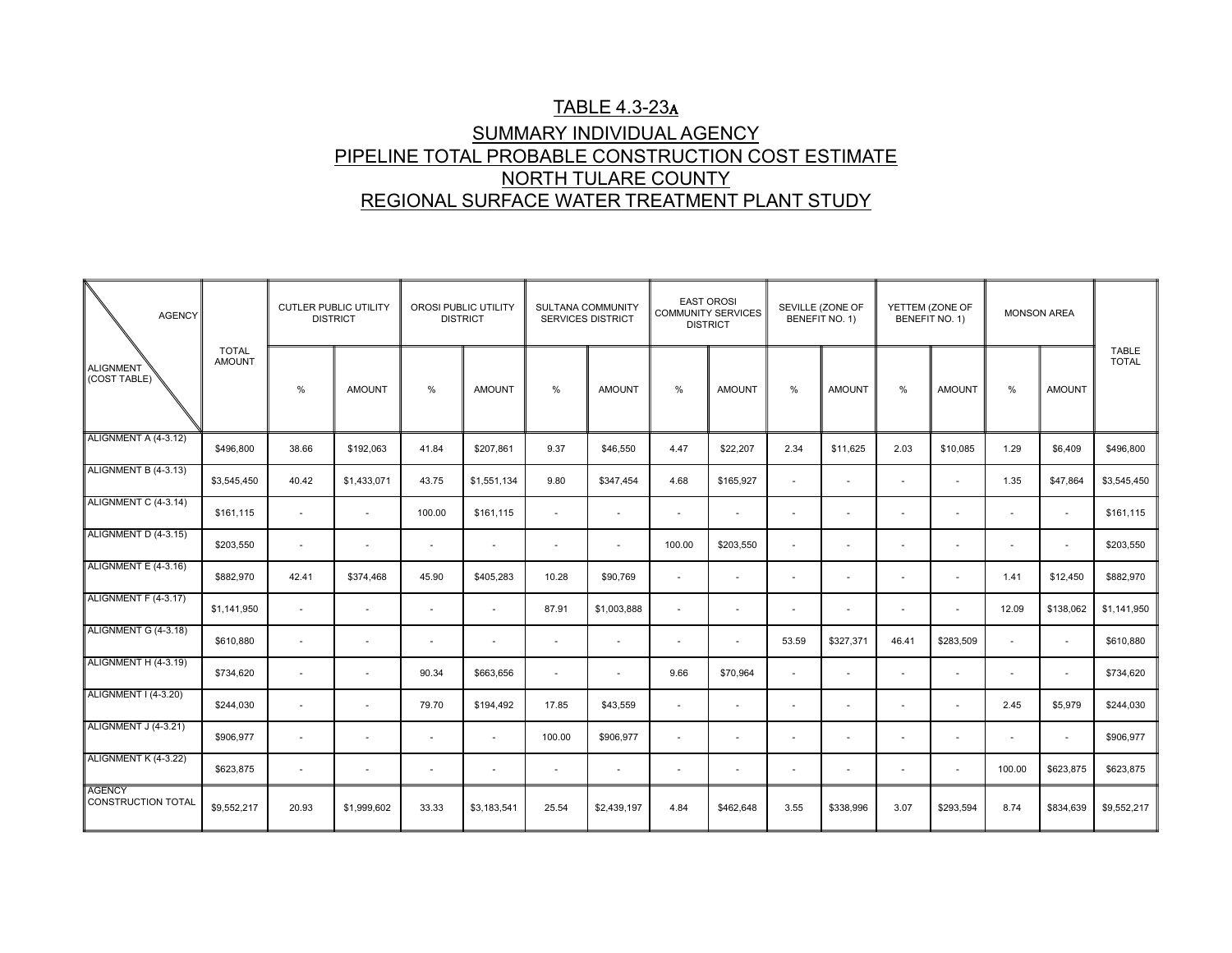# TABLE 4.3-23A

## SUMMARY INDIVIDUAL AGENCY
## PIPELINE TOTAL PROBABLE CONSTRUCTION COST ESTIMATE
## NORTH TULARE COUNTY
## REGIONAL SURFACE WATER TREATMENT PLANT STUDY

| AGENCY / ALIGNMENT (COST TABLE) | TOTAL AMOUNT | CUTLER PUBLIC UTILITY DISTRICT | | OROSI PUBLIC UTILITY DISTRICT | | SULTANA COMMUNITY SERVICES DISTRICT | | EAST OROSI COMMUNITY SERVICES DISTRICT | | SEVILLE (ZONE OF BENEFIT NO. 1) | | YETTEM (ZONE OF BENEFIT NO. 1) | | MONSON AREA | | TABLE TOTAL |
|---|---|---|---|---|---|---|---|---|---|---|---|---|---|---|---|---|
| | | % | AMOUNT | % | AMOUNT | % | AMOUNT | % | AMOUNT | % | AMOUNT | % | AMOUNT | % | AMOUNT | |
| ALIGNMENT A (4-3.12) | $496,800 | 38.66 | $192,063 | 41.84 | $207,861 | 9.37 | $46,550 | 4.47 | $22,207 | 2.34 | $11,625 | 2.03 | $10,085 | 1.29 | $6,409 | $496,800 |
| ALIGNMENT B (4-3.13) | $3,545,450 | 40.42 | $1,433,071 | 43.75 | $1,551,134 | 9.80 | $347,454 | 4.68 | $165,927 | - | - | - | - | 1.35 | $47,864 | $3,545,450 |
| ALIGNMENT C (4-3.14) | $161,115 | - | - | 100.00 | $161,115 | - | - | - | - | - | - | - | - | - | - | $161,115 |
| ALIGNMENT D (4-3.15) | $203,550 | - | - | - | - | - | - | 100.00 | $203,550 | - | - | - | - | - | - | $203,550 |
| ALIGNMENT E (4-3.16) | $882,970 | 42.41 | $374,468 | 45.90 | $405,283 | 10.28 | $90,769 | - | - | - | - | - | - | 1.41 | $12,450 | $882,970 |
| ALIGNMENT F (4-3.17) | $1,141,950 | - | - | - | - | 87.91 | $1,003,888 | - | - | - | - | - | - | 12.09 | $138,062 | $1,141,950 |
| ALIGNMENT G (4-3.18) | $610,880 | - | - | - | - | - | - | - | - | 53.59 | $327,371 | 46.41 | $283,509 | - | - | $610,880 |
| ALIGNMENT H (4-3.19) | $734,620 | - | - | 90.34 | $663,656 | - | - | 9.66 | $70,964 | - | - | - | - | - | - | $734,620 |
| ALIGNMENT I (4-3.20) | $244,030 | - | - | 79.70 | $194,492 | 17.85 | $43,559 | - | - | - | - | - | - | 2.45 | $5,979 | $244,030 |
| ALIGNMENT J (4-3.21) | $906,977 | - | - | - | - | 100.00 | $906,977 | - | - | - | - | - | - | - | - | $906,977 |
| ALIGNMENT K (4-3.22) | $623,875 | - | - | - | - | - | - | - | - | - | - | - | - | 100.00 | $623,875 | $623,875 |
| AGENCY CONSTRUCTION TOTAL | $9,552,217 | 20.93 | $1,999,602 | 33.33 | $3,183,541 | 25.54 | $2,439,197 | 4.84 | $462,648 | 3.55 | $338,996 | 3.07 | $293,594 | 8.74 | $834,639 | $9,552,217 |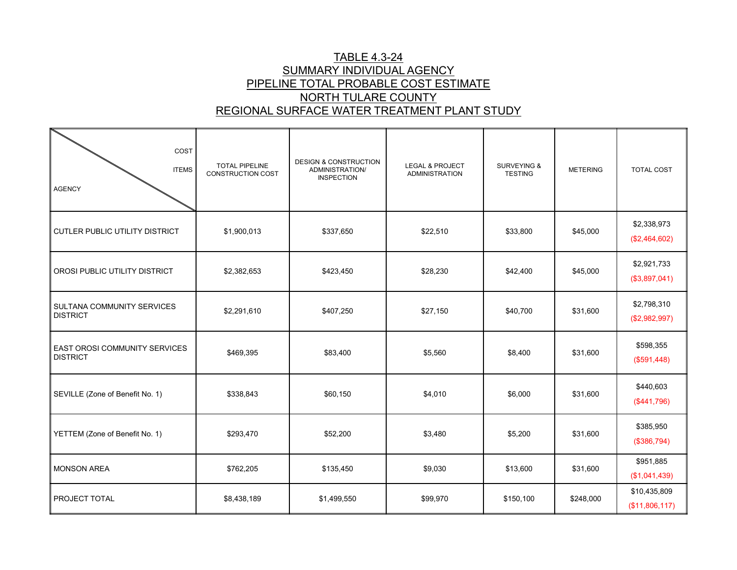# TABLE 4.3-24
## SUMMARY INDIVIDUAL AGENCY
## PIPELINE TOTAL PROBABLE COST ESTIMATE
## NORTH TULARE COUNTY
## REGIONAL SURFACE WATER TREATMENT PLANT STUDY

| AGENCY / COST ITEMS | TOTAL PIPELINE CONSTRUCTION COST | DESIGN & CONSTRUCTION ADMINISTRATION/ INSPECTION | LEGAL & PROJECT ADMINISTRATION | SURVEYING & TESTING | METERING | TOTAL COST |
|---|---|---|---|---|---|---|
| CUTLER PUBLIC UTILITY DISTRICT | $1,900,013 | $337,650 | $22,510 | $33,800 | $45,000 | $2,338,973 ($2,464,602) |
| OROSI PUBLIC UTILITY DISTRICT | $2,382,653 | $423,450 | $28,230 | $42,400 | $45,000 | $2,921,733 ($3,897,041) |
| SULTANA COMMUNITY SERVICES DISTRICT | $2,291,610 | $407,250 | $27,150 | $40,700 | $31,600 | $2,798,310 ($2,982,997) |
| EAST OROSI COMMUNITY SERVICES DISTRICT | $469,395 | $83,400 | $5,560 | $8,400 | $31,600 | $598,355 ($591,448) |
| SEVILLE (Zone of Benefit No. 1) | $338,843 | $60,150 | $4,010 | $6,000 | $31,600 | $440,603 ($441,796) |
| YETTEM (Zone of Benefit No. 1) | $293,470 | $52,200 | $3,480 | $5,200 | $31,600 | $385,950 ($386,794) |
| MONSON AREA | $762,205 | $135,450 | $9,030 | $13,600 | $31,600 | $951,885 ($1,041,439) |
| PROJECT TOTAL | $8,438,189 | $1,499,550 | $99,970 | $150,100 | $248,000 | $10,435,809 ($11,806,117) |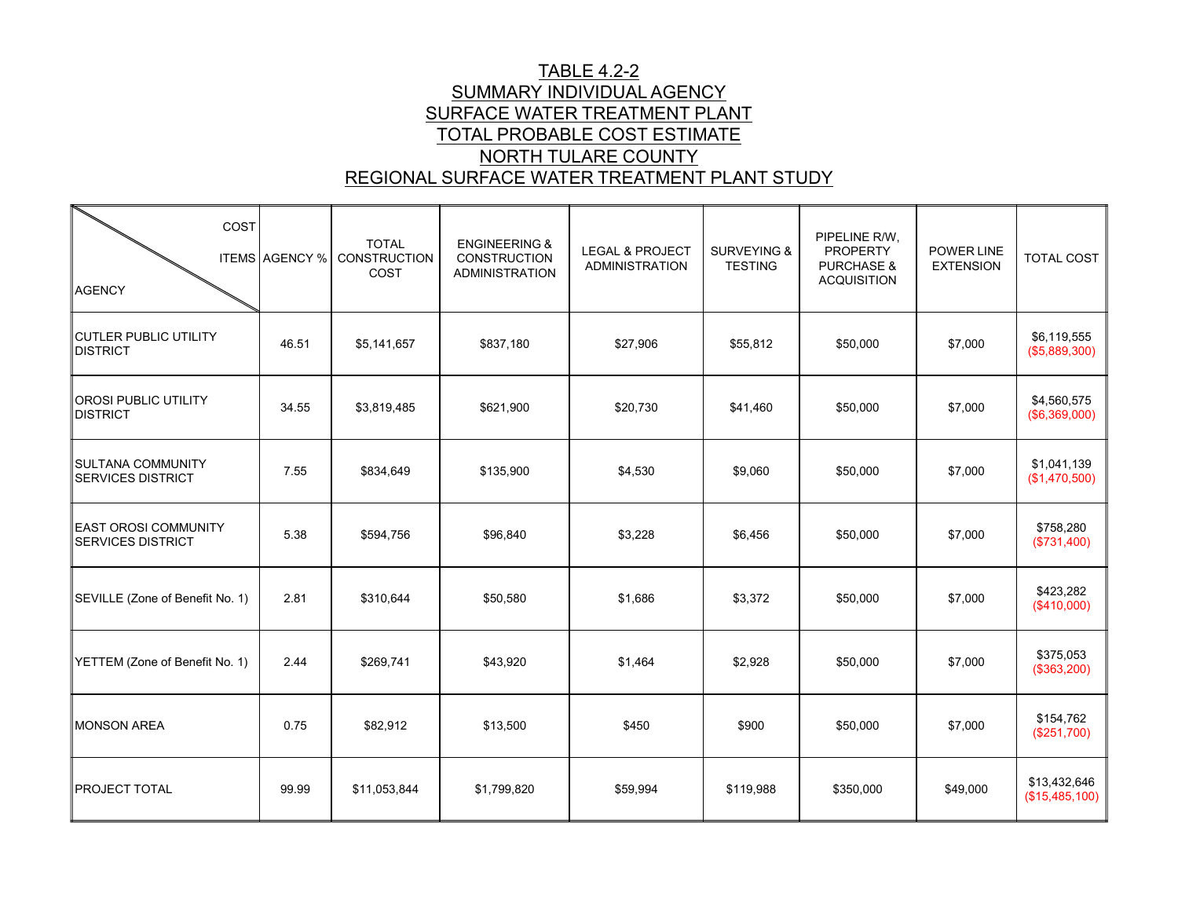# TABLE 4.2-2
## SUMMARY INDIVIDUAL AGENCY
## SURFACE WATER TREATMENT PLANT
## TOTAL PROBABLE COST ESTIMATE
## NORTH TULARE COUNTY
## REGIONAL SURFACE WATER TREATMENT PLANT STUDY

| AGENCY \ COST ITEMS | AGENCY % | TOTAL CONSTRUCTION COST | ENGINEERING & CONSTRUCTION ADMINISTRATION | LEGAL & PROJECT ADMINISTRATION | SURVEYING & TESTING | PIPELINE R/W, PROPERTY PURCHASE & ACQUISITION | POWER LINE EXTENSION | TOTAL COST |
|---|---|---|---|---|---|---|---|---|
| CUTLER PUBLIC UTILITY DISTRICT | 46.51 | $5,141,657 | $837,180 | $27,906 | $55,812 | $50,000 | $7,000 | $6,119,555 ($5,889,300) |
| OROSI PUBLIC UTILITY DISTRICT | 34.55 | $3,819,485 | $621,900 | $20,730 | $41,460 | $50,000 | $7,000 | $4,560,575 ($6,369,000) |
| SULTANA COMMUNITY SERVICES DISTRICT | 7.55 | $834,649 | $135,900 | $4,530 | $9,060 | $50,000 | $7,000 | $1,041,139 ($1,470,500) |
| EAST OROSI COMMUNITY SERVICES DISTRICT | 5.38 | $594,756 | $96,840 | $3,228 | $6,456 | $50,000 | $7,000 | $758,280 ($731,400) |
| SEVILLE (Zone of Benefit No. 1) | 2.81 | $310,644 | $50,580 | $1,686 | $3,372 | $50,000 | $7,000 | $423,282 ($410,000) |
| YETTEM (Zone of Benefit No. 1) | 2.44 | $269,741 | $43,920 | $1,464 | $2,928 | $50,000 | $7,000 | $375,053 ($363,200) |
| MONSON AREA | 0.75 | $82,912 | $13,500 | $450 | $900 | $50,000 | $7,000 | $154,762 ($251,700) |
| PROJECT TOTAL | 99.99 | $11,053,844 | $1,799,820 | $59,994 | $119,988 | $350,000 | $49,000 | $13,432,646 ($15,485,100) |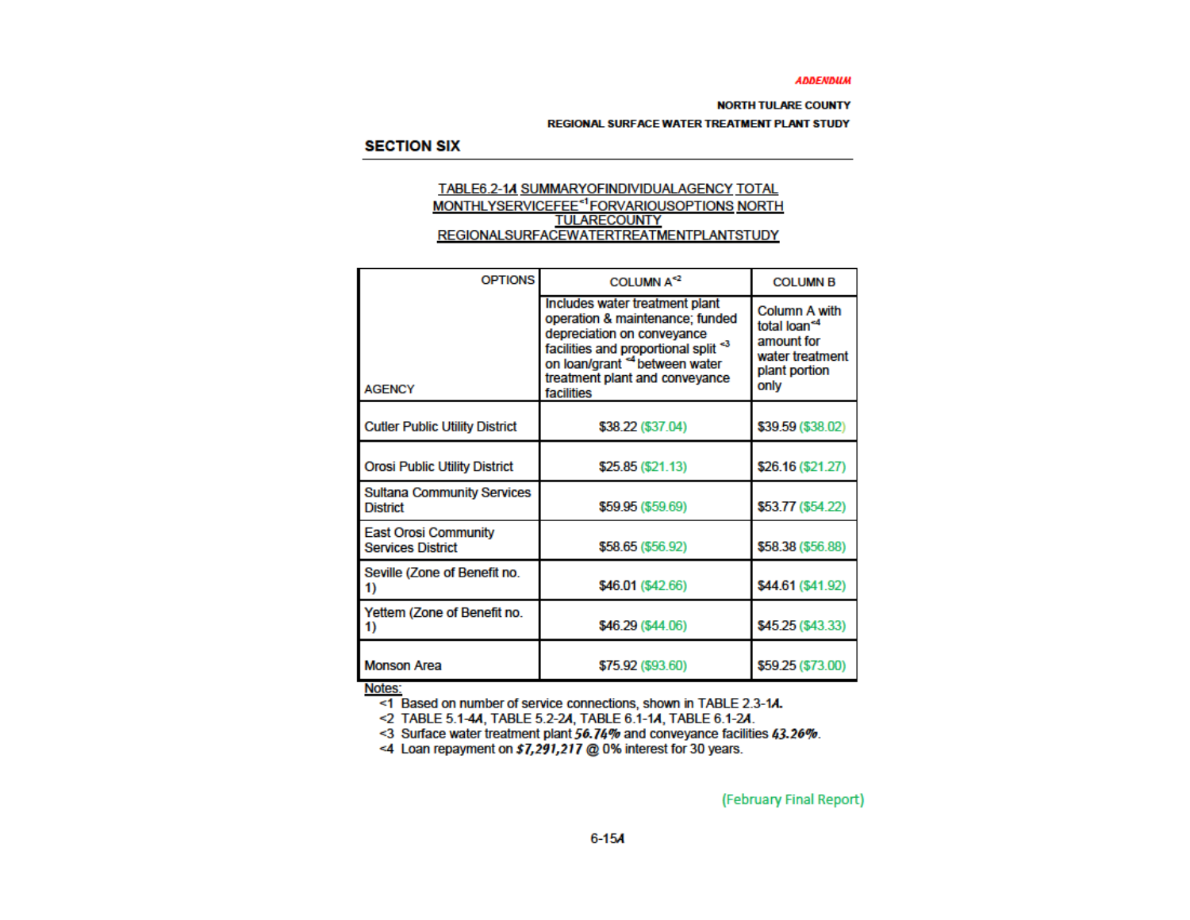*ADDENDUM*

NORTH TULARE COUNTY

REGIONAL SURFACE WATER TREATMENT PLANT STUDY

## SECTION SIX

### TABLE6.2-1A SUMMARYOFINDIVIDUALAGENCY TOTAL MONTHLYSERVICEFEE[<1] FORVARIOUSOPTIONS NORTH TULARECOUNTY REGIONALSURFACEWATERTREATMENTPLANTSTUDY

| AGENCY / OPTIONS | COLUMN A[<2] | COLUMN B |
|---|---|---|
| | Includes water treatment plant operation & maintenance; funded depreciation on conveyance facilities and proportional split [<3] on loan/grant [<4] between water treatment plant and conveyance facilities | Column A with total loan[<4] amount for water treatment plant portion only |
| Cutler Public Utility District | $38.22 ($37.04) | $39.59 ($38.02) |
| Orosi Public Utility District | $25.85 ($21.13) | $26.16 ($21.27) |
| Sultana Community Services District | $59.95 ($59.69) | $53.77 ($54.22) |
| East Orosi Community Services District | $58.65 ($56.92) | $58.38 ($56.88) |
| Seville (Zone of Benefit no. 1) | $46.01 ($42.66) | $44.61 ($41.92) |
| Yettem (Zone of Benefit no. 1) | $46.29 ($44.06) | $45.25 ($43.33) |
| Monson Area | $75.92 ($93.60) | $59.25 ($73.00) |

Notes:

<1 Based on number of service connections, shown in TABLE 2.3-1A.

<2 TABLE 5.1-4A, TABLE 5.2-2A, TABLE 6.1-1A, TABLE 6.1-2A.

<3 Surface water treatment plant *56.74%* and conveyance facilities *43.26%*.

<4 Loan repayment on *$7,291,217* @ 0% interest for 30 years.

(February Final Report)